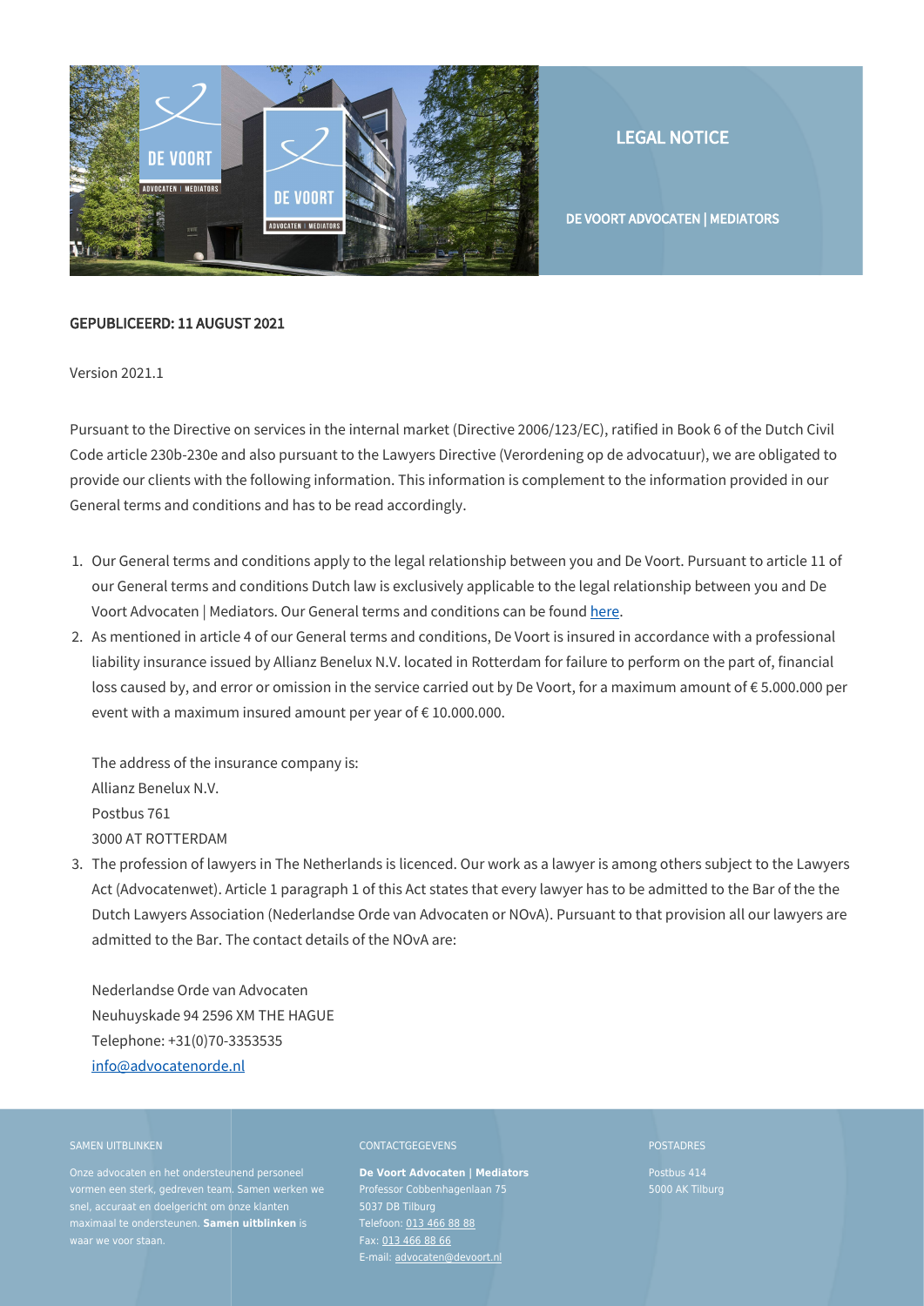# LEGAL NOTICE

## DE VOORT ADVOCATEN | MEDIATORS

**GEPUBLICEERD: 11 AUGUST 2021**

Version 2021.1

Pursuant to the Directive on services in the internal market (Directive 2006/123/EC), ratified in Book 6 of the Dutch Civil Code article 230b-230e and also pursuant to the Lawyers Directive (Verordening op de advocatuur), we are obligated to provide our clients with the following information. This information is complement to the information provided in our General terms and conditions and has to be read accordingly.

1. Our General terms and conditions apply to the legal relationship between you and De Voort. Pursuant to article 11 of our General terms and conditions Dutch law is exclusively applicable to the legal relationship between you and De Voort Advocaten | Mediators. Our General terms and conditions can be found here.
2. As mentioned in article 4 of our General terms and conditions, De Voort is insured in accordance with a professional liability insurance issued by Allianz Benelux N.V. located in Rotterdam for failure to perform on the part of, financial loss caused by, and error or omission in the service carried out by De Voort, for a maximum amount of € 5.000.000 per event with a maximum insured amount per year of € 10.000.000.

   The address of the insurance company is:
   Allianz Benelux N.V.
   Postbus 761
   3000 AT ROTTERDAM
3. The profession of lawyers in The Netherlands is licenced. Our work as a lawyer is among others subject to the Lawyers Act (Advocatenwet). Article 1 paragraph 1 of this Act states that every lawyer has to be admitted to the Bar of the the Dutch Lawyers Association (Nederlandse Orde van Advocaten or NOvA). Pursuant to that provision all our lawyers are admitted to the Bar. The contact details of the NOvA are:

   Nederlandse Orde van Advocaten
   Neuhuyskade 94 2596 XM THE HAGUE
   Telephone: +31(0)70-3353535
   info@advocatenorde.nl

SAMEN UITBLINKEN

Onze advocaten en het ondersteunend personeel vormen een sterk, gedreven team. Samen werken we snel, accuraat en doelgericht om onze klanten maximaal te ondersteunen. **Samen uitblinken** is waar we voor staan.

CONTACTGEGEVENS

**De Voort Advocaten | Mediators**
Professor Cobbenhagenlaan 75
5037 DB Tilburg
Telefoon: 013 466 88 88
Fax: 013 466 88 66
E-mail: advocaten@devoort.nl

POSTADRES

Postbus 414
5000 AK Tilburg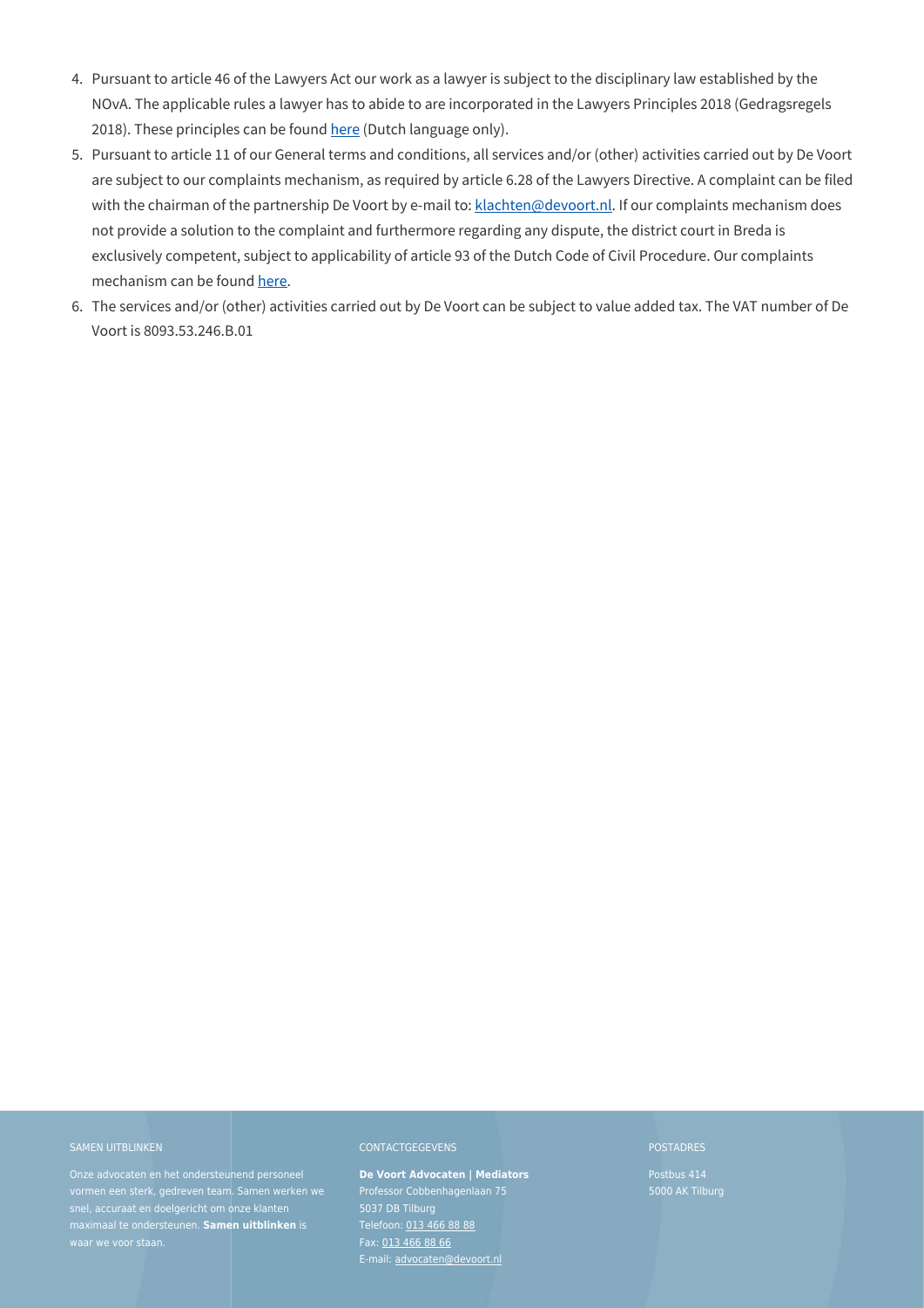4. Pursuant to article 46 of the Lawyers Act our work as a lawyer is subject to the disciplinary law established by the NOvA. The applicable rules a lawyer has to abide to are incorporated in the Lawyers Principles 2018 (Gedragsregels 2018). These principles can be found here (Dutch language only).
5. Pursuant to article 11 of our General terms and conditions, all services and/or (other) activities carried out by De Voort are subject to our complaints mechanism, as required by article 6.28 of the Lawyers Directive. A complaint can be filed with the chairman of the partnership De Voort by e-mail to: klachten@devoort.nl. If our complaints mechanism does not provide a solution to the complaint and furthermore regarding any dispute, the district court in Breda is exclusively competent, subject to applicability of article 93 of the Dutch Code of Civil Procedure. Our complaints mechanism can be found here.
6. The services and/or (other) activities carried out by De Voort can be subject to value added tax. The VAT number of De Voort is 8093.53.246.B.01

SAMEN UITBLINKEN

Onze advocaten en het ondersteunend personeel vormen een sterk, gedreven team. Samen werken we snel, accuraat en doelgericht om onze klanten maximaal te ondersteunen. **Samen uitblinken** is waar we voor staan.

CONTACTGEGEVENS

**De Voort Advocaten | Mediators**
Professor Cobbenhagenlaan 75
5037 DB Tilburg
Telefoon: 013 466 88 88
Fax: 013 466 88 66
E-mail: advocaten@devoort.nl

POSTADRES

Postbus 414
5000 AK Tilburg